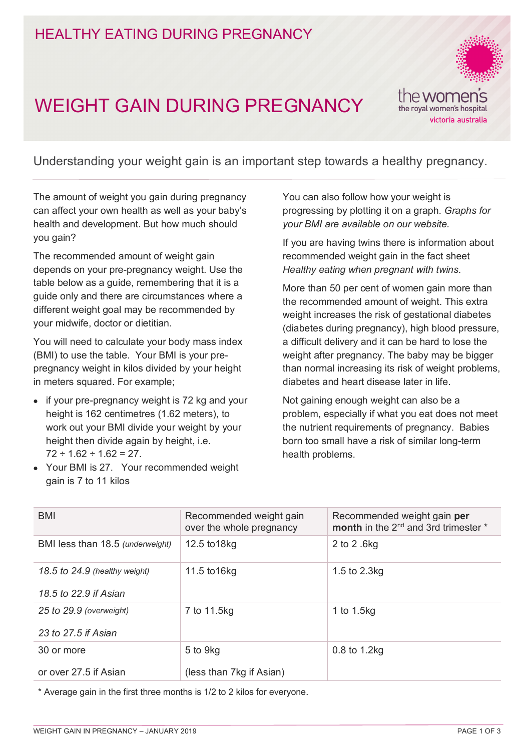HEALTHY EATING DURING PREGNANCY

# WEIGHT GAIN DURING PREGNANCY

the women's
the royal women's hospital
victoria australia

Understanding your weight gain is an important step towards a healthy pregnancy.

The amount of weight you gain during pregnancy can affect your own health as well as your baby's health and development. But how much should you gain?

The recommended amount of weight gain depends on your pre-pregnancy weight. Use the table below as a guide, remembering that it is a guide only and there are circumstances where a different weight goal may be recommended by your midwife, doctor or dietitian.

You will need to calculate your body mass index (BMI) to use the table. Your BMI is your pre-pregnancy weight in kilos divided by your height in meters squared. For example;

- if your pre-pregnancy weight is 72 kg and your height is 162 centimetres (1.62 meters), to work out your BMI divide your weight by your height then divide again by height, i.e. 72 ÷ 1.62 ÷ 1.62 = 27.
- Your BMI is 27. Your recommended weight gain is 7 to 11 kilos

You can also follow how your weight is progressing by plotting it on a graph. *Graphs for your BMI are available on our website.*

If you are having twins there is information about recommended weight gain in the fact sheet *Healthy eating when pregnant with twins*.

More than 50 per cent of women gain more than the recommended amount of weight. This extra weight increases the risk of gestational diabetes (diabetes during pregnancy), high blood pressure, a difficult delivery and it can be hard to lose the weight after pregnancy. The baby may be bigger than normal increasing its risk of weight problems, diabetes and heart disease later in life.

Not gaining enough weight can also be a problem, especially if what you eat does not meet the nutrient requirements of pregnancy. Babies born too small have a risk of similar long-term health problems.

| BMI | Recommended weight gain over the whole pregnancy | Recommended weight gain **per month** in the 2nd and 3rd trimester * |
|---|---|---|
| BMI less than 18.5 *(underweight)* | 12.5 to18kg | 2 to 2 .6kg |
| *18.5 to 24.9 (healthy weight)*<br>*18.5 to 22.9 if Asian* | 11.5 to16kg | 1.5 to 2.3kg |
| *25 to 29.9 (overweight)*<br>*23 to 27.5 if Asian* | 7 to 11.5kg | 1 to 1.5kg |
| 30 or more<br>or over 27.5 if Asian | 5 to 9kg<br>(less than 7kg if Asian) | 0.8 to 1.2kg |

\* Average gain in the first three months is 1/2 to 2 kilos for everyone.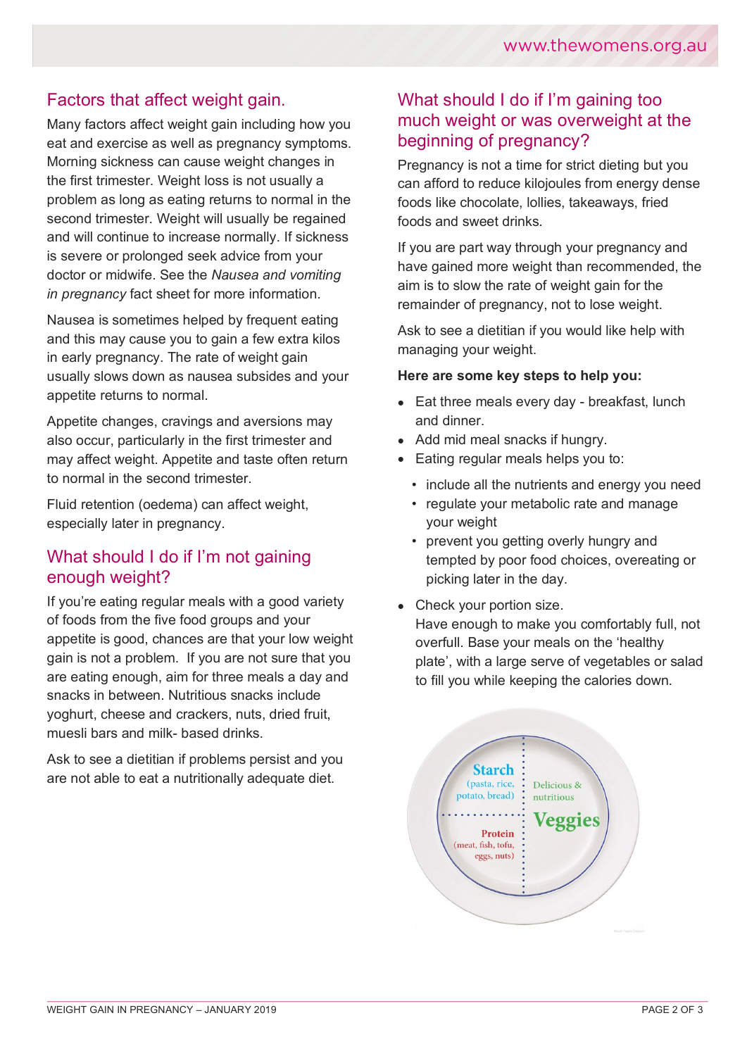## Factors that affect weight gain.

Many factors affect weight gain including how you eat and exercise as well as pregnancy symptoms. Morning sickness can cause weight changes in the first trimester. Weight loss is not usually a problem as long as eating returns to normal in the second trimester. Weight will usually be regained and will continue to increase normally. If sickness is severe or prolonged seek advice from your doctor or midwife. See the *Nausea and vomiting in pregnancy* fact sheet for more information.

Nausea is sometimes helped by frequent eating and this may cause you to gain a few extra kilos in early pregnancy. The rate of weight gain usually slows down as nausea subsides and your appetite returns to normal.

Appetite changes, cravings and aversions may also occur, particularly in the first trimester and may affect weight. Appetite and taste often return to normal in the second trimester.

Fluid retention (oedema) can affect weight, especially later in pregnancy.

## What should I do if I'm not gaining enough weight?

If you're eating regular meals with a good variety of foods from the five food groups and your appetite is good, chances are that your low weight gain is not a problem. If you are not sure that you are eating enough, aim for three meals a day and snacks in between. Nutritious snacks include yoghurt, cheese and crackers, nuts, dried fruit, muesli bars and milk- based drinks.

Ask to see a dietitian if problems persist and you are not able to eat a nutritionally adequate diet.

## What should I do if I'm gaining too much weight or was overweight at the beginning of pregnancy?

Pregnancy is not a time for strict dieting but you can afford to reduce kilojoules from energy dense foods like chocolate, lollies, takeaways, fried foods and sweet drinks.

If you are part way through your pregnancy and have gained more weight than recommended, the aim is to slow the rate of weight gain for the remainder of pregnancy, not to lose weight.

Ask to see a dietitian if you would like help with managing your weight.

**Here are some key steps to help you:**

- Eat three meals every day - breakfast, lunch and dinner.
- Add mid meal snacks if hungry.
- Eating regular meals helps you to:
  - include all the nutrients and energy you need
  - regulate your metabolic rate and manage your weight
  - prevent you getting overly hungry and tempted by poor food choices, overeating or picking later in the day.
- Check your portion size.
  Have enough to make you comfortably full, not overfull. Base your meals on the 'healthy plate', with a large serve of vegetables or salad to fill you while keeping the calories down.

Starch (pasta, rice, potato, bread) | Delicious & nutritious Veggies | Protein (meat, fish, tofu, eggs, nuts)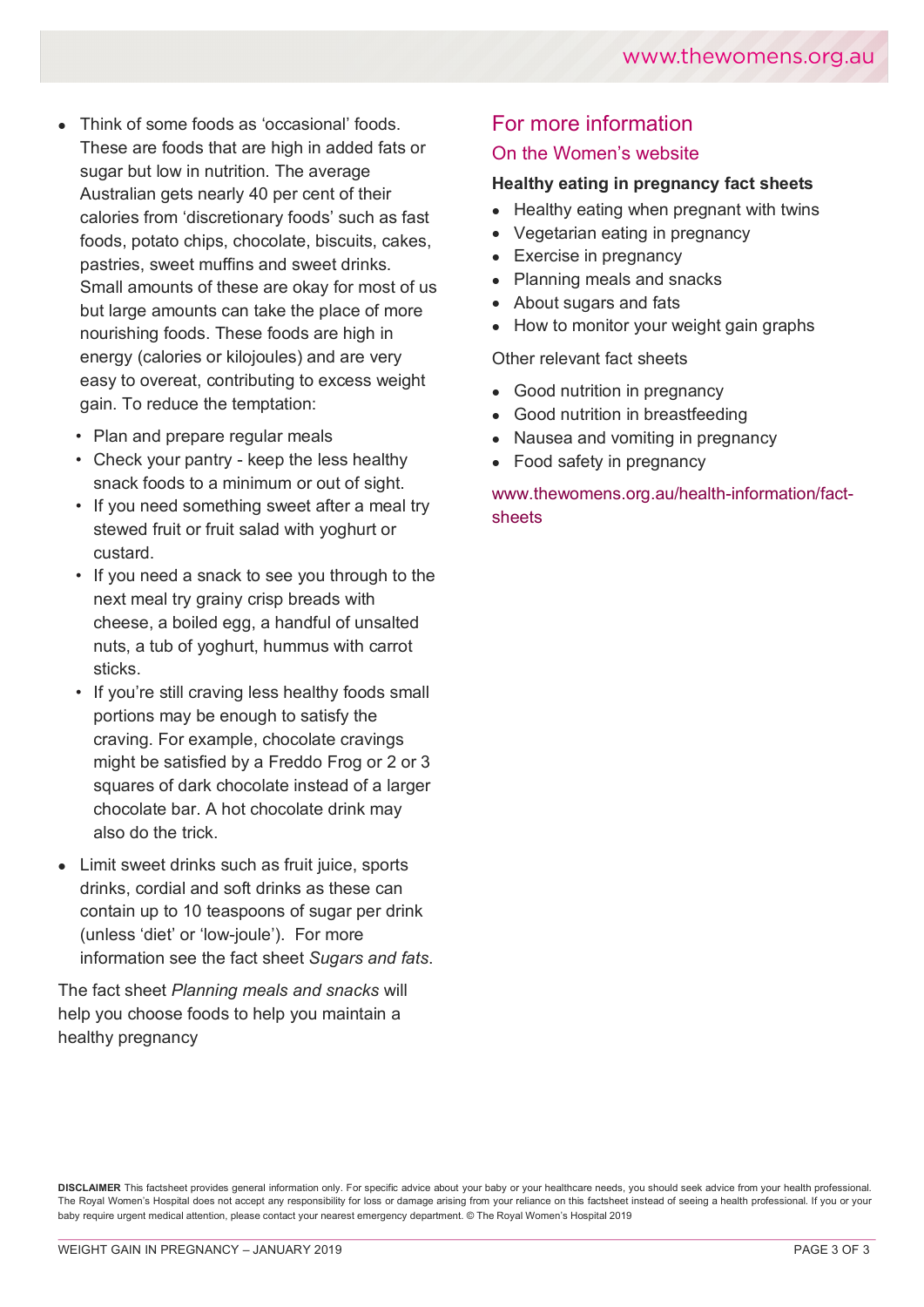- Think of some foods as 'occasional' foods. These are foods that are high in added fats or sugar but low in nutrition. The average Australian gets nearly 40 per cent of their calories from 'discretionary foods' such as fast foods, potato chips, chocolate, biscuits, cakes, pastries, sweet muffins and sweet drinks. Small amounts of these are okay for most of us but large amounts can take the place of more nourishing foods. These foods are high in energy (calories or kilojoules) and are very easy to overeat, contributing to excess weight gain. To reduce the temptation:
  - Plan and prepare regular meals
  - Check your pantry - keep the less healthy snack foods to a minimum or out of sight.
  - If you need something sweet after a meal try stewed fruit or fruit salad with yoghurt or custard.
  - If you need a snack to see you through to the next meal try grainy crisp breads with cheese, a boiled egg, a handful of unsalted nuts, a tub of yoghurt, hummus with carrot sticks.
  - If you're still craving less healthy foods small portions may be enough to satisfy the craving. For example, chocolate cravings might be satisfied by a Freddo Frog or 2 or 3 squares of dark chocolate instead of a larger chocolate bar. A hot chocolate drink may also do the trick.
- Limit sweet drinks such as fruit juice, sports drinks, cordial and soft drinks as these can contain up to 10 teaspoons of sugar per drink (unless 'diet' or 'low-joule'). For more information see the fact sheet *Sugars and fats*.

The fact sheet *Planning meals and snacks* will help you choose foods to help you maintain a healthy pregnancy

## For more information

### On the Women's website

**Healthy eating in pregnancy fact sheets**

- Healthy eating when pregnant with twins
- Vegetarian eating in pregnancy
- Exercise in pregnancy
- Planning meals and snacks
- About sugars and fats
- How to monitor your weight gain graphs

Other relevant fact sheets

- Good nutrition in pregnancy
- Good nutrition in breastfeeding
- Nausea and vomiting in pregnancy
- Food safety in pregnancy

www.thewomens.org.au/health-information/fact-sheets

**DISCLAIMER** This factsheet provides general information only. For specific advice about your baby or your healthcare needs, you should seek advice from your health professional. The Royal Women's Hospital does not accept any responsibility for loss or damage arising from your reliance on this factsheet instead of seeing a health professional. If you or your baby require urgent medical attention, please contact your nearest emergency department. © The Royal Women's Hospital 2019